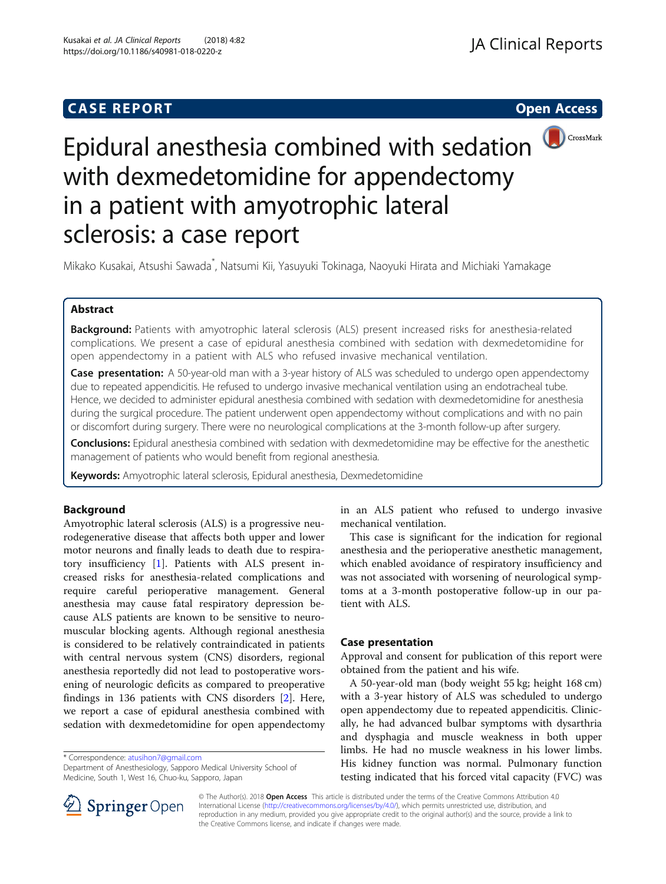CASE REPORT

Open Access

# Epidural anesthesia combined with sedation with dexmedetomidine for appendectomy in a patient with amyotrophic lateral sclerosis: a case report

Mikako Kusakai, Atsushi Sawada*, Natsumi Kii, Yasuyuki Tokinaga, Naoyuki Hirata and Michiaki Yamakage

## Abstract

**Background:** Patients with amyotrophic lateral sclerosis (ALS) present increased risks for anesthesia-related complications. We present a case of epidural anesthesia combined with sedation with dexmedetomidine for open appendectomy in a patient with ALS who refused invasive mechanical ventilation.

**Case presentation:** A 50-year-old man with a 3-year history of ALS was scheduled to undergo open appendectomy due to repeated appendicitis. He refused to undergo invasive mechanical ventilation using an endotracheal tube. Hence, we decided to administer epidural anesthesia combined with sedation with dexmedetomidine for anesthesia during the surgical procedure. The patient underwent open appendectomy without complications and with no pain or discomfort during surgery. There were no neurological complications at the 3-month follow-up after surgery.

**Conclusions:** Epidural anesthesia combined with sedation with dexmedetomidine may be effective for the anesthetic management of patients who would benefit from regional anesthesia.

**Keywords:** Amyotrophic lateral sclerosis, Epidural anesthesia, Dexmedetomidine

## Background

Amyotrophic lateral sclerosis (ALS) is a progressive neurodegenerative disease that affects both upper and lower motor neurons and finally leads to death due to respiratory insufficiency [1]. Patients with ALS present increased risks for anesthesia-related complications and require careful perioperative management. General anesthesia may cause fatal respiratory depression because ALS patients are known to be sensitive to neuromuscular blocking agents. Although regional anesthesia is considered to be relatively contraindicated in patients with central nervous system (CNS) disorders, regional anesthesia reportedly did not lead to postoperative worsening of neurologic deficits as compared to preoperative findings in 136 patients with CNS disorders [2]. Here, we report a case of epidural anesthesia combined with sedation with dexmedetomidine for open appendectomy in an ALS patient who refused to undergo invasive mechanical ventilation.

This case is significant for the indication for regional anesthesia and the perioperative anesthetic management, which enabled avoidance of respiratory insufficiency and was not associated with worsening of neurological symptoms at a 3-month postoperative follow-up in our patient with ALS.

## Case presentation

Approval and consent for publication of this report were obtained from the patient and his wife.

A 50-year-old man (body weight 55 kg; height 168 cm) with a 3-year history of ALS was scheduled to undergo open appendectomy due to repeated appendicitis. Clinically, he had advanced bulbar symptoms with dysarthria and dysphagia and muscle weakness in both upper limbs. He had no muscle weakness in his lower limbs. His kidney function was normal. Pulmonary function testing indicated that his forced vital capacity (FVC) was

* Correspondence: atusihon7@gmail.com
Department of Anesthesiology, Sapporo Medical University School of Medicine, South 1, West 16, Chuo-ku, Sapporo, Japan

© The Author(s). 2018 **Open Access** This article is distributed under the terms of the Creative Commons Attribution 4.0 International License (http://creativecommons.org/licenses/by/4.0/), which permits unrestricted use, distribution, and reproduction in any medium, provided you give appropriate credit to the original author(s) and the source, provide a link to the Creative Commons license, and indicate if changes were made.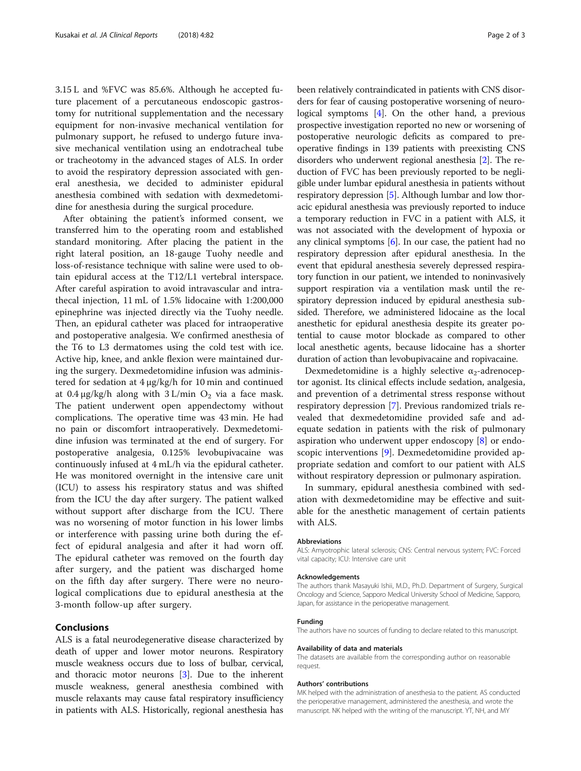3.15 L and %FVC was 85.6%. Although he accepted future placement of a percutaneous endoscopic gastrostomy for nutritional supplementation and the necessary equipment for non-invasive mechanical ventilation for pulmonary support, he refused to undergo future invasive mechanical ventilation using an endotracheal tube or tracheotomy in the advanced stages of ALS. In order to avoid the respiratory depression associated with general anesthesia, we decided to administer epidural anesthesia combined with sedation with dexmedetomidine for anesthesia during the surgical procedure.

After obtaining the patient's informed consent, we transferred him to the operating room and established standard monitoring. After placing the patient in the right lateral position, an 18-gauge Tuohy needle and loss-of-resistance technique with saline were used to obtain epidural access at the T12/L1 vertebral interspace. After careful aspiration to avoid intravascular and intrathecal injection, 11 mL of 1.5% lidocaine with 1:200,000 epinephrine was injected directly via the Tuohy needle. Then, an epidural catheter was placed for intraoperative and postoperative analgesia. We confirmed anesthesia of the T6 to L3 dermatomes using the cold test with ice. Active hip, knee, and ankle flexion were maintained during the surgery. Dexmedetomidine infusion was administered for sedation at 4 μg/kg/h for 10 min and continued at 0.4 μg/kg/h along with 3 L/min $O_2$ via a face mask. The patient underwent open appendectomy without complications. The operative time was 43 min. He had no pain or discomfort intraoperatively. Dexmedetomidine infusion was terminated at the end of surgery. For postoperative analgesia, 0.125% levobupivacaine was continuously infused at 4 mL/h via the epidural catheter. He was monitored overnight in the intensive care unit (ICU) to assess his respiratory status and was shifted from the ICU the day after surgery. The patient walked without support after discharge from the ICU. There was no worsening of motor function in his lower limbs or interference with passing urine both during the effect of epidural analgesia and after it had worn off. The epidural catheter was removed on the fourth day after surgery, and the patient was discharged home on the fifth day after surgery. There were no neurological complications due to epidural anesthesia at the 3-month follow-up after surgery.

## Conclusions

ALS is a fatal neurodegenerative disease characterized by death of upper and lower motor neurons. Respiratory muscle weakness occurs due to loss of bulbar, cervical, and thoracic motor neurons [3]. Due to the inherent muscle weakness, general anesthesia combined with muscle relaxants may cause fatal respiratory insufficiency in patients with ALS. Historically, regional anesthesia has been relatively contraindicated in patients with CNS disorders for fear of causing postoperative worsening of neurological symptoms [4]. On the other hand, a previous prospective investigation reported no new or worsening of postoperative neurologic deficits as compared to preoperative findings in 139 patients with preexisting CNS disorders who underwent regional anesthesia [2]. The reduction of FVC has been previously reported to be negligible under lumbar epidural anesthesia in patients without respiratory depression [5]. Although lumbar and low thoracic epidural anesthesia was previously reported to induce a temporary reduction in FVC in a patient with ALS, it was not associated with the development of hypoxia or any clinical symptoms [6]. In our case, the patient had no respiratory depression after epidural anesthesia. In the event that epidural anesthesia severely depressed respiratory function in our patient, we intended to noninvasively support respiration via a ventilation mask until the respiratory depression induced by epidural anesthesia subsided. Therefore, we administered lidocaine as the local anesthetic for epidural anesthesia despite its greater potential to cause motor blockade as compared to other local anesthetic agents, because lidocaine has a shorter duration of action than levobupivacaine and ropivacaine.

Dexmedetomidine is a highly selective $\alpha_2$-adrenoceptor agonist. Its clinical effects include sedation, analgesia, and prevention of a detrimental stress response without respiratory depression [7]. Previous randomized trials revealed that dexmedetomidine provided safe and adequate sedation in patients with the risk of pulmonary aspiration who underwent upper endoscopy [8] or endoscopic interventions [9]. Dexmedetomidine provided appropriate sedation and comfort to our patient with ALS without respiratory depression or pulmonary aspiration.

In summary, epidural anesthesia combined with sedation with dexmedetomidine may be effective and suitable for the anesthetic management of certain patients with ALS.

#### Abbreviations

ALS: Amyotrophic lateral sclerosis; CNS: Central nervous system; FVC: Forced vital capacity; ICU: Intensive care unit

#### Acknowledgements

The authors thank Masayuki Ishii, M.D., Ph.D. Department of Surgery, Surgical Oncology and Science, Sapporo Medical University School of Medicine, Sapporo, Japan, for assistance in the perioperative management.

#### Funding

The authors have no sources of funding to declare related to this manuscript.

#### Availability of data and materials

The datasets are available from the corresponding author on reasonable request.

#### Authors' contributions

MK helped with the administration of anesthesia to the patient. AS conducted the perioperative management, administered the anesthesia, and wrote the manuscript. NK helped with the writing of the manuscript. YT, NH, and MY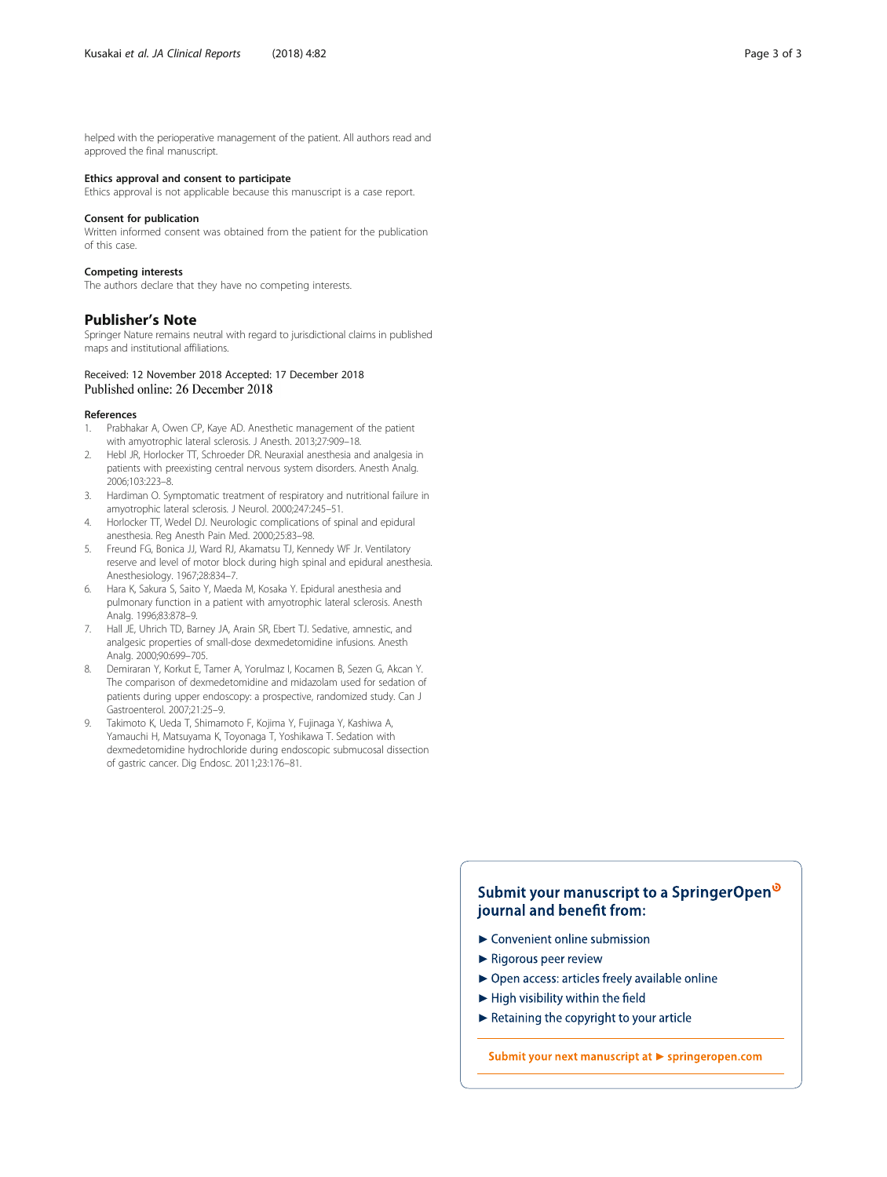helped with the perioperative management of the patient. All authors read and approved the final manuscript.

### Ethics approval and consent to participate

Ethics approval is not applicable because this manuscript is a case report.

### Consent for publication

Written informed consent was obtained from the patient for the publication of this case.

### Competing interests

The authors declare that they have no competing interests.

## Publisher's Note

Springer Nature remains neutral with regard to jurisdictional claims in published maps and institutional affiliations.

Received: 12 November 2018 Accepted: 17 December 2018
Published online: 26 December 2018

### References

1. Prabhakar A, Owen CP, Kaye AD. Anesthetic management of the patient with amyotrophic lateral sclerosis. J Anesth. 2013;27:909–18.
2. Hebl JR, Horlocker TT, Schroeder DR. Neuraxial anesthesia and analgesia in patients with preexisting central nervous system disorders. Anesth Analg. 2006;103:223–8.
3. Hardiman O. Symptomatic treatment of respiratory and nutritional failure in amyotrophic lateral sclerosis. J Neurol. 2000;247:245–51.
4. Horlocker TT, Wedel DJ. Neurologic complications of spinal and epidural anesthesia. Reg Anesth Pain Med. 2000;25:83–98.
5. Freund FG, Bonica JJ, Ward RJ, Akamatsu TJ, Kennedy WF Jr. Ventilatory reserve and level of motor block during high spinal and epidural anesthesia. Anesthesiology. 1967;28:834–7.
6. Hara K, Sakura S, Saito Y, Maeda M, Kosaka Y. Epidural anesthesia and pulmonary function in a patient with amyotrophic lateral sclerosis. Anesth Analg. 1996;83:878–9.
7. Hall JE, Uhrich TD, Barney JA, Arain SR, Ebert TJ. Sedative, amnestic, and analgesic properties of small-dose dexmedetomidine infusions. Anesth Analg. 2000;90:699–705.
8. Demiraran Y, Korkut E, Tamer A, Yorulmaz I, Kocamen B, Sezen G, Akcan Y. The comparison of dexmedetomidine and midazolam used for sedation of patients during upper endoscopy: a prospective, randomized study. Can J Gastroenterol. 2007;21:25–9.
9. Takimoto K, Ueda T, Shimamoto F, Kojima Y, Fujinaga Y, Kashiwa A, Yamauchi H, Matsuyama K, Toyonaga T, Yoshikawa T. Sedation with dexmedetomidine hydrochloride during endoscopic submucosal dissection of gastric cancer. Dig Endosc. 2011;23:176–81.

**Submit your manuscript to a SpringerOpen journal and benefit from:**

- ► Convenient online submission
- ► Rigorous peer review
- ► Open access: articles freely available online
- ► High visibility within the field
- ► Retaining the copyright to your article

**Submit your next manuscript at ► springeropen.com**